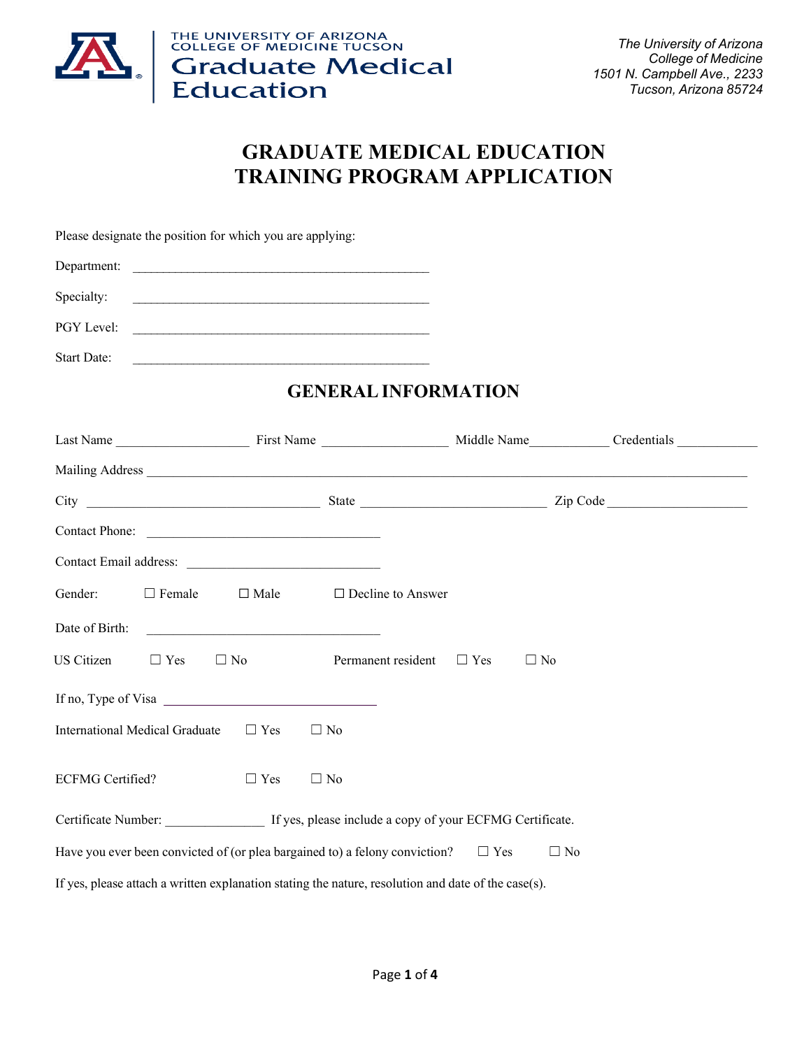THE UNIVERSITY OF ARIZONA
COLLEGE OF MEDICINE TUCSON
Graduate Medical Education

*The University of Arizona*
*College of Medicine*
*1501 N. Campbell Ave., 2233*
*Tucson, Arizona 85724*

# GRADUATE MEDICAL EDUCATION TRAINING PROGRAM APPLICATION

Please designate the position for which you are applying:

Department: ____________________________________________

Specialty: ____________________________________________

PGY Level: ____________________________________________

Start Date: ____________________________________________

## GENERAL INFORMATION

Last Name ____________________ First Name ___________________ Middle Name____________ Credentials ____________

Mailing Address ________________________________________________________________________________________

City ___________________________________ State ____________________________ Zip Code _____________________

Contact Phone: ___________________________________

Contact Email address: ____________________________

Gender: ☐ Female ☐ Male ☐ Decline to Answer

Date of Birth: ___________________________________

US Citizen ☐ Yes ☐ No Permanent resident ☐ Yes ☐ No

If no, Type of Visa ________________________________

International Medical Graduate ☐ Yes ☐ No

ECFMG Certified? ☐ Yes ☐ No

Certificate Number: _______________ If yes, please include a copy of your ECFMG Certificate.

Have you ever been convicted of (or plea bargained to) a felony conviction? ☐ Yes ☐ No

If yes, please attach a written explanation stating the nature, resolution and date of the case(s).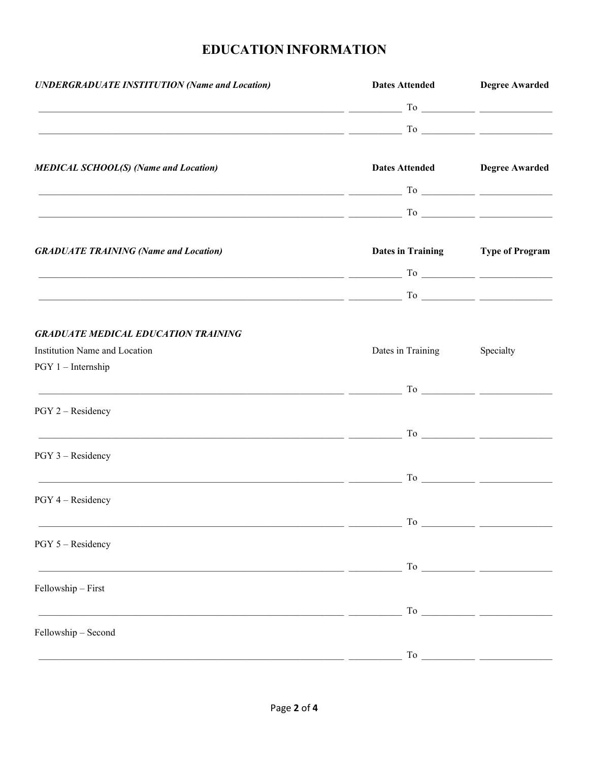# EDUCATION INFORMATION

| ***UNDERGRADUATE INSTITUTION (Name and Location)*** | **Dates Attended** | | | **Degree Awarded** |
| --- | --- | --- | --- | --- |
| ______________________________ | __________ | To | __________ | ______________ |
| ______________________________ | __________ | To | __________ | ______________ |

| ***MEDICAL SCHOOL(S) (Name and Location)*** | **Dates Attended** | | | **Degree Awarded** |
| --- | --- | --- | --- | --- |
| ______________________________ | __________ | To | __________ | ______________ |
| ______________________________ | __________ | To | __________ | ______________ |

| ***GRADUATE TRAINING (Name and Location)*** | **Dates in Training** | | | **Type of Program** |
| --- | --- | --- | --- | --- |
| ______________________________ | __________ | To | __________ | ______________ |
| ______________________________ | __________ | To | __________ | ______________ |

***GRADUATE MEDICAL EDUCATION TRAINING***

| Institution Name and Location | Dates in Training | | | Specialty |
| --- | --- | --- | --- | --- |
| PGY 1 – Internship | | | | |
| ______________________________ | __________ | To | __________ | ______________ |
| PGY 2 – Residency | | | | |
| ______________________________ | __________ | To | __________ | ______________ |
| PGY 3 – Residency | | | | |
| ______________________________ | __________ | To | __________ | ______________ |
| PGY 4 – Residency | | | | |
| ______________________________ | __________ | To | __________ | ______________ |
| PGY 5 – Residency | | | | |
| ______________________________ | __________ | To | __________ | ______________ |
| Fellowship – First | | | | |
| ______________________________ | __________ | To | __________ | ______________ |
| Fellowship – Second | | | | |
| ______________________________ | __________ | To | __________ | ______________ |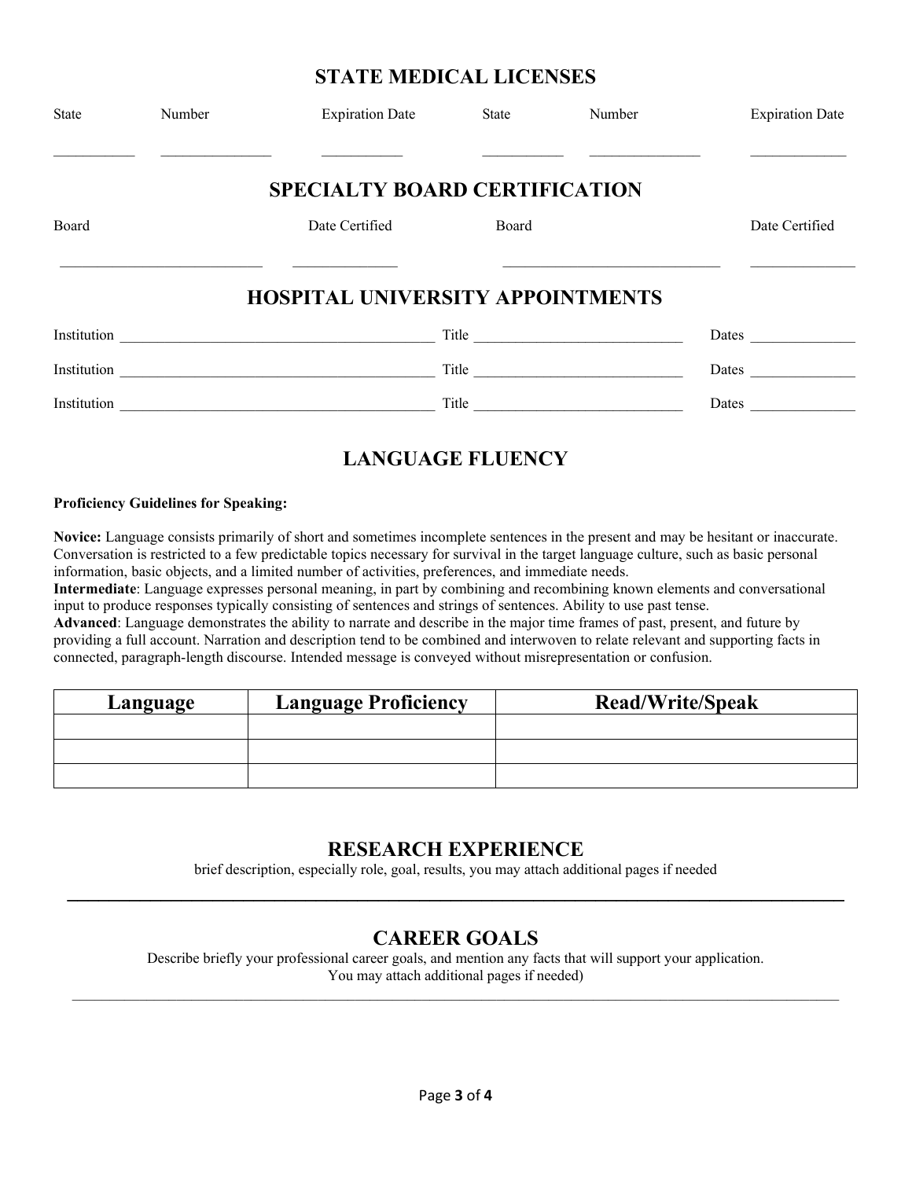## STATE MEDICAL LICENSES

| State | Number | Expiration Date | State | Number | Expiration Date |
|---|---|---|---|---|---|
| __________ | ______________ | __________ | __________ | ______________ | ____________ |

## SPECIALTY BOARD CERTIFICATION

| Board | Date Certified | Board | Date Certified |
|---|---|---|---|
| _________________________ | _____________ | ___________________________ | _____________ |

## HOSPITAL UNIVERSITY APPOINTMENTS

Institution ___________________________________________ Title ____________________________ Dates ______________

Institution ___________________________________________ Title ____________________________ Dates ______________

Institution ___________________________________________ Title ____________________________ Dates ______________

## LANGUAGE FLUENCY

**Proficiency Guidelines for Speaking:**

**Novice:** Language consists primarily of short and sometimes incomplete sentences in the present and may be hesitant or inaccurate. Conversation is restricted to a few predictable topics necessary for survival in the target language culture, such as basic personal information, basic objects, and a limited number of activities, preferences, and immediate needs.
**Intermediate**: Language expresses personal meaning, in part by combining and recombining known elements and conversational input to produce responses typically consisting of sentences and strings of sentences. Ability to use past tense.
**Advanced**: Language demonstrates the ability to narrate and describe in the major time frames of past, present, and future by providing a full account. Narration and description tend to be combined and interwoven to relate relevant and supporting facts in connected, paragraph-length discourse. Intended message is conveyed without misrepresentation or confusion.

| Language | Language Proficiency | Read/Write/Speak |
|---|---|---|
| | | |
| | | |
| | | |

## RESEARCH EXPERIENCE

brief description, especially role, goal, results, you may attach additional pages if needed

______________________________________________________________________________________

## CAREER GOALS

Describe briefly your professional career goals, and mention any facts that will support your application.
You may attach additional pages if needed)

______________________________________________________________________________________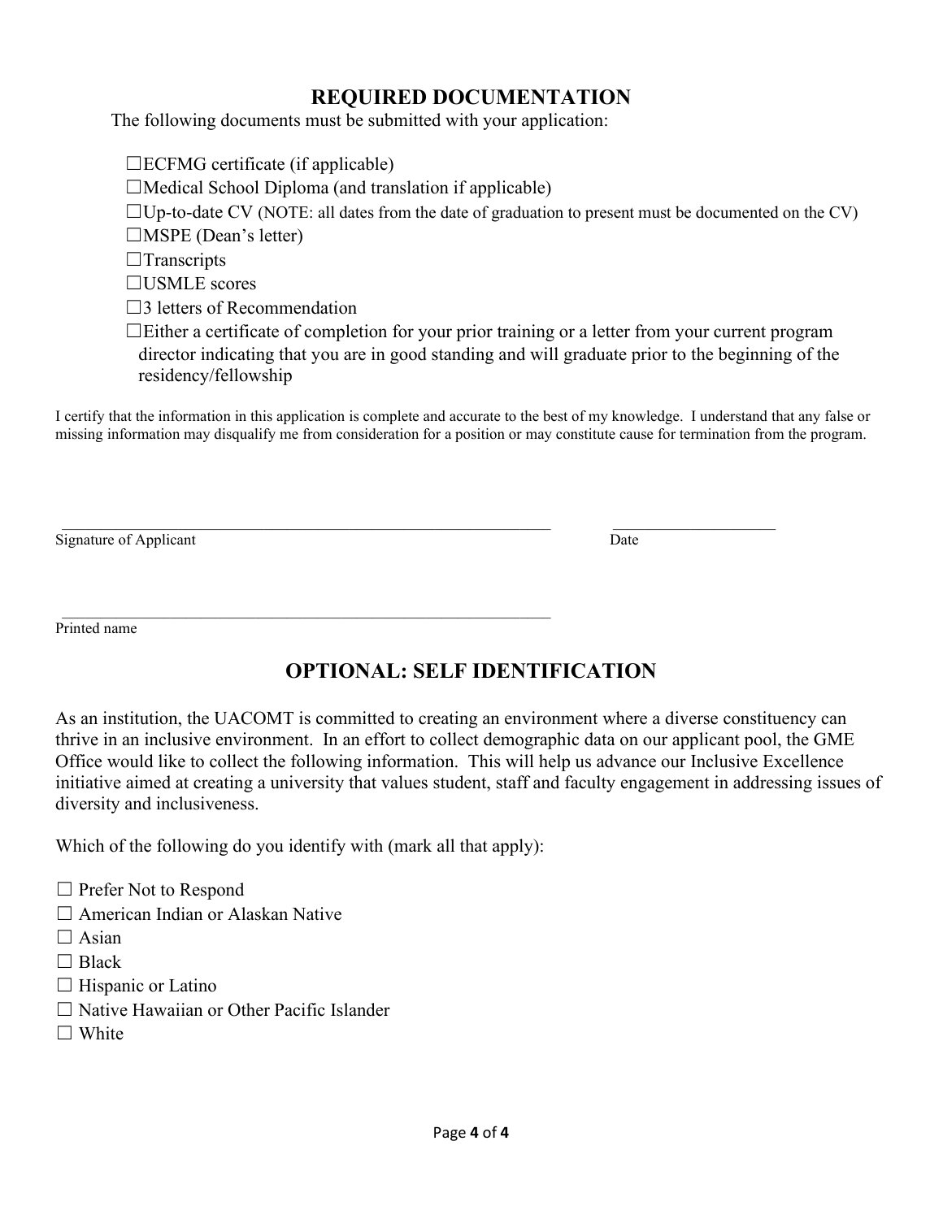## REQUIRED DOCUMENTATION

The following documents must be submitted with your application:

- ☐ECFMG certificate (if applicable)
- ☐Medical School Diploma (and translation if applicable)
- ☐Up-to-date CV (NOTE: all dates from the date of graduation to present must be documented on the CV)
- ☐MSPE (Dean's letter)
- ☐Transcripts
- ☐USMLE scores
- ☐3 letters of Recommendation
- ☐Either a certificate of completion for your prior training or a letter from your current program director indicating that you are in good standing and will graduate prior to the beginning of the residency/fellowship

I certify that the information in this application is complete and accurate to the best of my knowledge. I understand that any false or missing information may disqualify me from consideration for a position or may constitute cause for termination from the program.

\_\_\_\_\_\_\_\_\_\_\_\_\_\_\_\_\_\_\_\_\_\_\_\_\_\_\_\_\_\_\_\_\_\_\_\_\_\_\_\_\_\_\_\_\_\_\_\_ \_\_\_\_\_\_\_\_\_\_\_\_\_\_\_\_\_\_\_\_

Signature of Applicant Date

\_\_\_\_\_\_\_\_\_\_\_\_\_\_\_\_\_\_\_\_\_\_\_\_\_\_\_\_\_\_\_\_\_\_\_\_\_\_\_\_\_\_\_\_\_\_\_\_

Printed name

## OPTIONAL: SELF IDENTIFICATION

As an institution, the UACOMT is committed to creating an environment where a diverse constituency can thrive in an inclusive environment. In an effort to collect demographic data on our applicant pool, the GME Office would like to collect the following information. This will help us advance our Inclusive Excellence initiative aimed at creating a university that values student, staff and faculty engagement in addressing issues of diversity and inclusiveness.

Which of the following do you identify with (mark all that apply):

- ☐ Prefer Not to Respond
- ☐ American Indian or Alaskan Native
- ☐ Asian
- ☐ Black
- ☐ Hispanic or Latino
- ☐ Native Hawaiian or Other Pacific Islander
- ☐ White